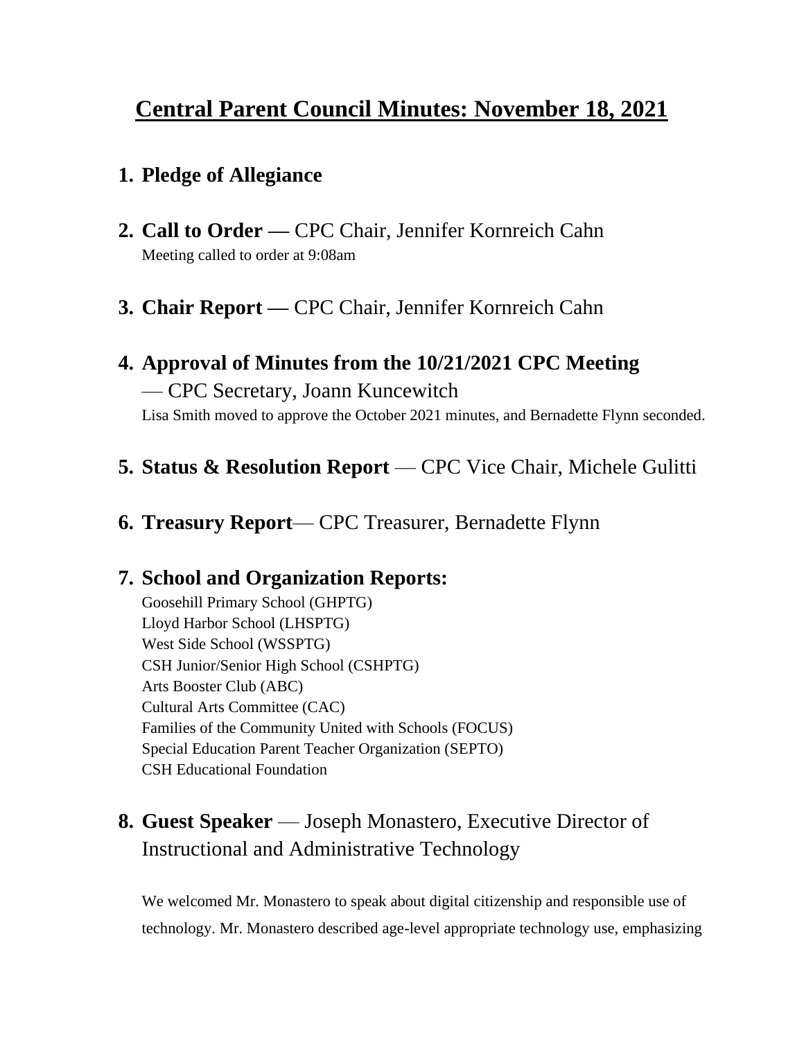# Central Parent Council Minutes: November 18, 2021

1. **Pledge of Allegiance**

2. **Call to Order —** CPC Chair, Jennifer Kornreich Cahn
   Meeting called to order at 9:08am

3. **Chair Report —** CPC Chair, Jennifer Kornreich Cahn

4. **Approval of Minutes from the 10/21/2021 CPC Meeting** — CPC Secretary, Joann Kuncewitch
   Lisa Smith moved to approve the October 2021 minutes, and Bernadette Flynn seconded.

5. **Status & Resolution Report** — CPC Vice Chair, Michele Gulitti

6. **Treasury Report**— CPC Treasurer, Bernadette Flynn

7. **School and Organization Reports:**
   Goosehill Primary School (GHPTG)
   Lloyd Harbor School (LHSPTG)
   West Side School (WSSPTG)
   CSH Junior/Senior High School (CSHPTG)
   Arts Booster Club (ABC)
   Cultural Arts Committee (CAC)
   Families of the Community United with Schools (FOCUS)
   Special Education Parent Teacher Organization (SEPTO)
   CSH Educational Foundation

8. **Guest Speaker** — Joseph Monastero, Executive Director of Instructional and Administrative Technology

   We welcomed Mr. Monastero to speak about digital citizenship and responsible use of technology. Mr. Monastero described age-level appropriate technology use, emphasizing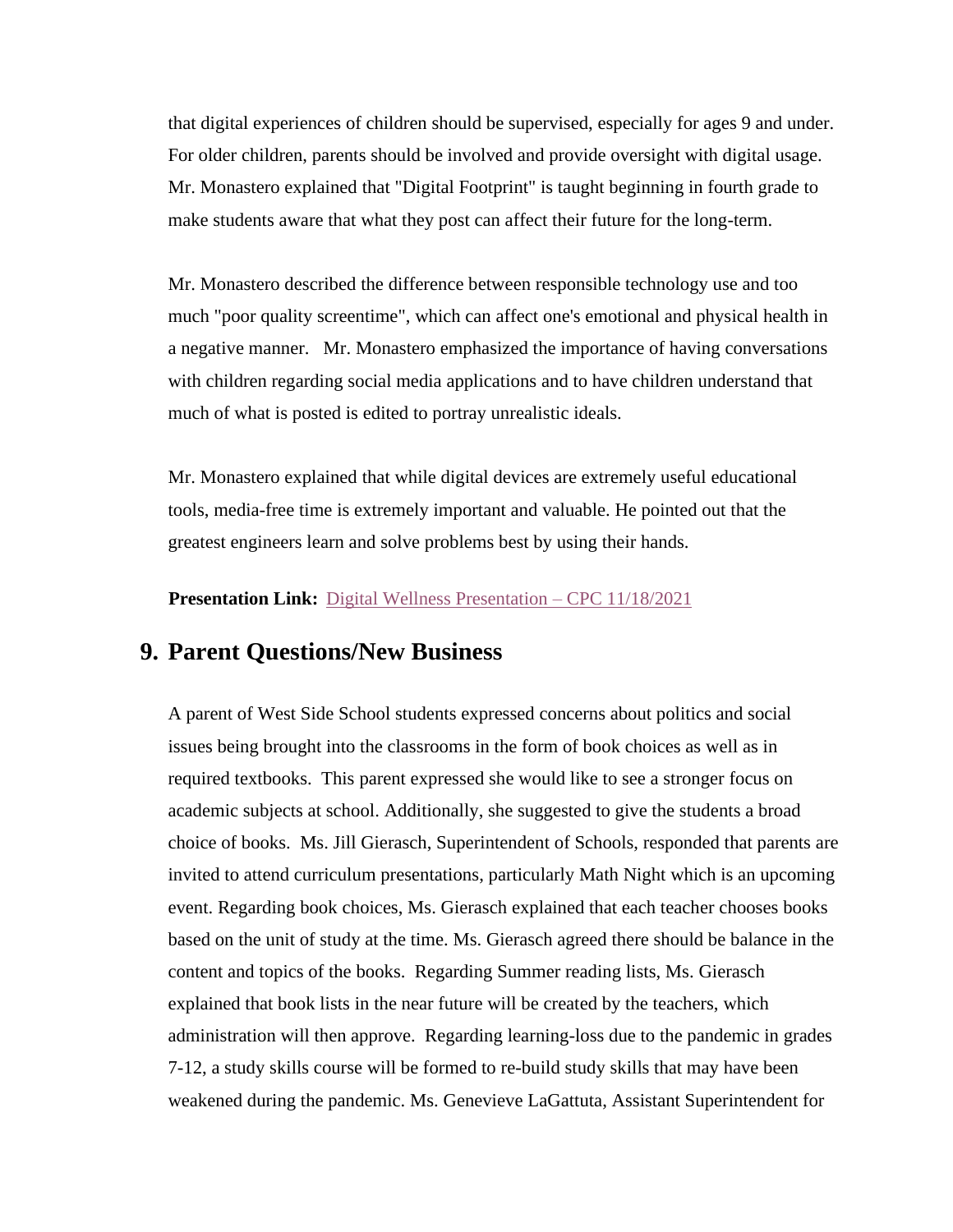that digital experiences of children should be supervised, especially for ages 9 and under. For older children, parents should be involved and provide oversight with digital usage. Mr. Monastero explained that "Digital Footprint" is taught beginning in fourth grade to make students aware that what they post can affect their future for the long-term.

Mr. Monastero described the difference between responsible technology use and too much "poor quality screentime", which can affect one's emotional and physical health in a negative manner. Mr. Monastero emphasized the importance of having conversations with children regarding social media applications and to have children understand that much of what is posted is edited to portray unrealistic ideals.

Mr. Monastero explained that while digital devices are extremely useful educational tools, media-free time is extremely important and valuable. He pointed out that the greatest engineers learn and solve problems best by using their hands.

**Presentation Link:** Digital Wellness Presentation – CPC 11/18/2021

## 9. Parent Questions/New Business

A parent of West Side School students expressed concerns about politics and social issues being brought into the classrooms in the form of book choices as well as in required textbooks. This parent expressed she would like to see a stronger focus on academic subjects at school. Additionally, she suggested to give the students a broad choice of books. Ms. Jill Gierasch, Superintendent of Schools, responded that parents are invited to attend curriculum presentations, particularly Math Night which is an upcoming event. Regarding book choices, Ms. Gierasch explained that each teacher chooses books based on the unit of study at the time. Ms. Gierasch agreed there should be balance in the content and topics of the books. Regarding Summer reading lists, Ms. Gierasch explained that book lists in the near future will be created by the teachers, which administration will then approve. Regarding learning-loss due to the pandemic in grades 7-12, a study skills course will be formed to re-build study skills that may have been weakened during the pandemic. Ms. Genevieve LaGattuta, Assistant Superintendent for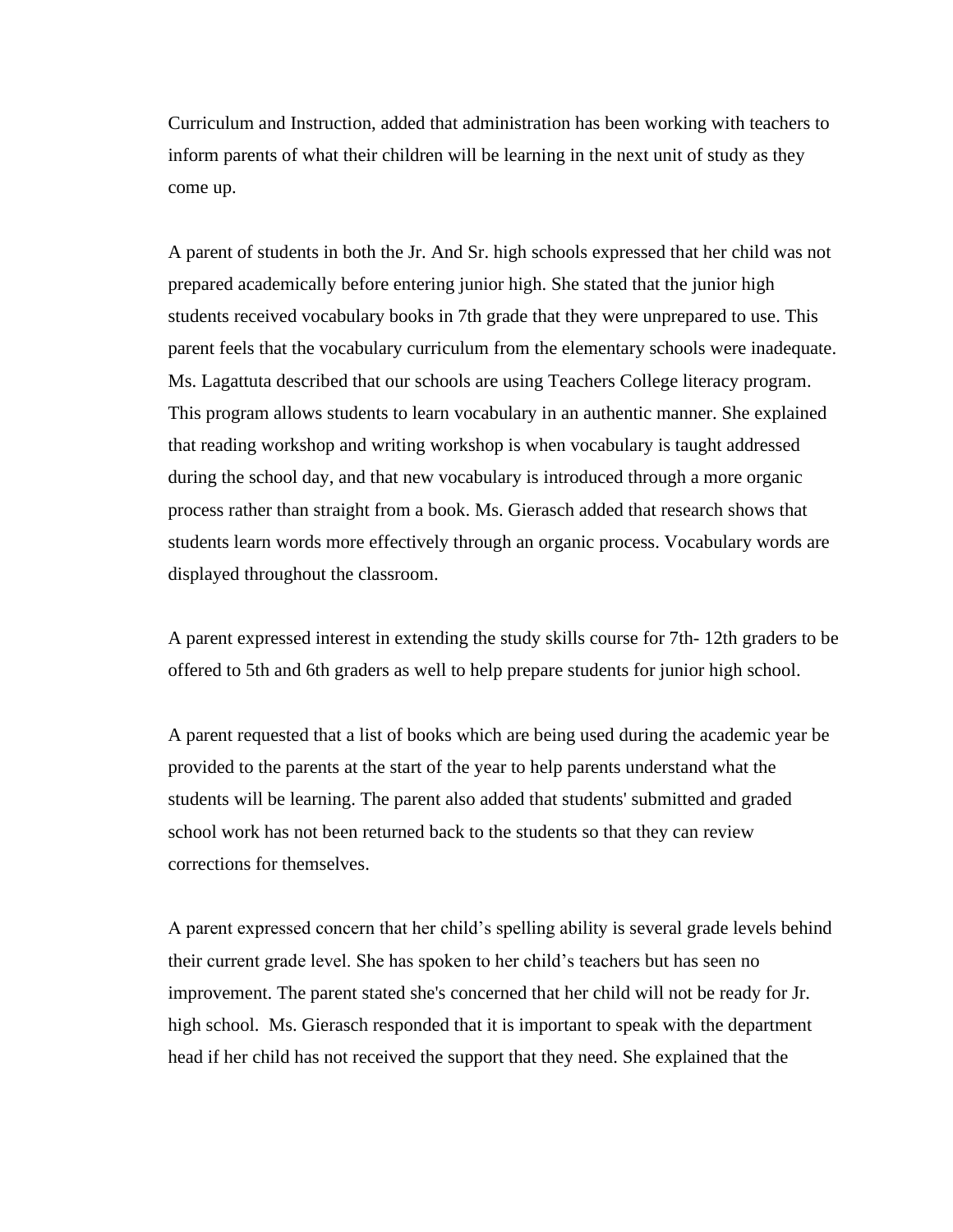Curriculum and Instruction, added that administration has been working with teachers to inform parents of what their children will be learning in the next unit of study as they come up.

A parent of students in both the Jr. And Sr. high schools expressed that her child was not prepared academically before entering junior high. She stated that the junior high students received vocabulary books in 7th grade that they were unprepared to use. This parent feels that the vocabulary curriculum from the elementary schools were inadequate. Ms. Lagattuta described that our schools are using Teachers College literacy program. This program allows students to learn vocabulary in an authentic manner. She explained that reading workshop and writing workshop is when vocabulary is taught addressed during the school day, and that new vocabulary is introduced through a more organic process rather than straight from a book. Ms. Gierasch added that research shows that students learn words more effectively through an organic process. Vocabulary words are displayed throughout the classroom.

A parent expressed interest in extending the study skills course for 7th- 12th graders to be offered to 5th and 6th graders as well to help prepare students for junior high school.

A parent requested that a list of books which are being used during the academic year be provided to the parents at the start of the year to help parents understand what the students will be learning. The parent also added that students' submitted and graded school work has not been returned back to the students so that they can review corrections for themselves.

A parent expressed concern that her child's spelling ability is several grade levels behind their current grade level. She has spoken to her child's teachers but has seen no improvement. The parent stated she's concerned that her child will not be ready for Jr. high school. Ms. Gierasch responded that it is important to speak with the department head if her child has not received the support that they need. She explained that the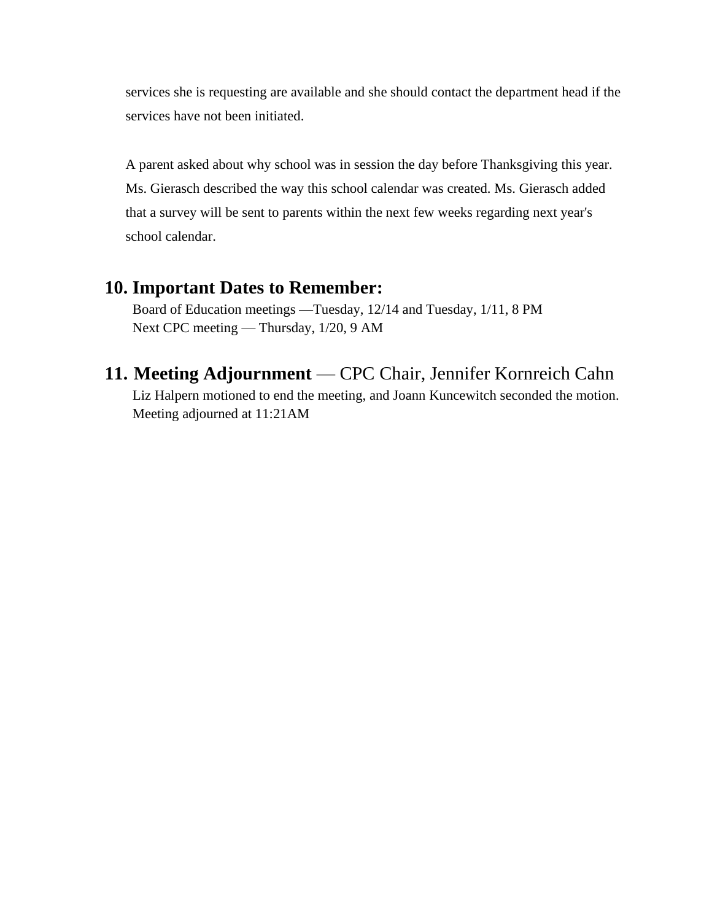services she is requesting are available and she should contact the department head if the services have not been initiated.

A parent asked about why school was in session the day before Thanksgiving this year. Ms. Gierasch described the way this school calendar was created. Ms. Gierasch added that a survey will be sent to parents within the next few weeks regarding next year's school calendar.

## 10. Important Dates to Remember:

Board of Education meetings —Tuesday, 12/14 and Tuesday, 1/11, 8 PM
Next CPC meeting — Thursday, 1/20, 9 AM

## 11. **Meeting Adjournment** — CPC Chair, Jennifer Kornreich Cahn

Liz Halpern motioned to end the meeting, and Joann Kuncewitch seconded the motion.
Meeting adjourned at 11:21AM